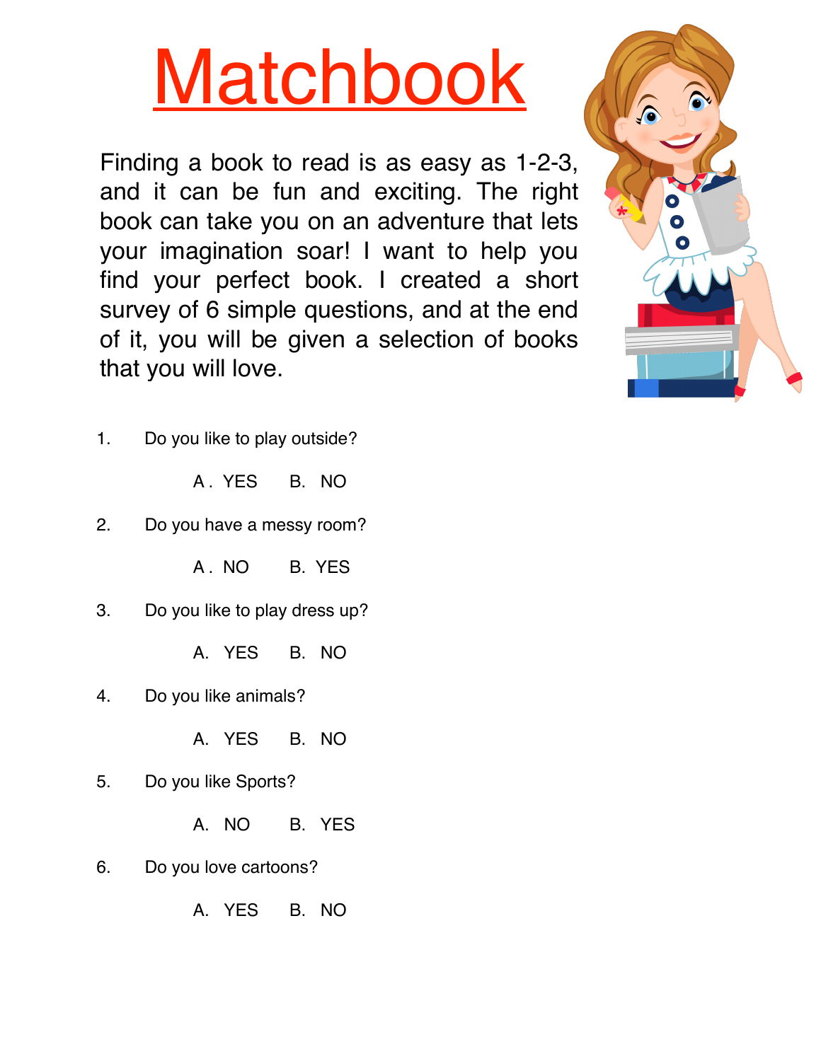# Matchbook

Finding a book to read is as easy as 1-2-3, and it can be fun and exciting. The right book can take you on an adventure that lets your imagination soar! I want to help you find your perfect book. I created a short survey of 6 simple questions, and at the end of it, you will be given a selection of books that you will love.

1. Do you like to play outside?

   A. YES B. NO

2. Do you have a messy room?

   A. NO B. YES

3. Do you like to play dress up?

   A. YES B. NO

4. Do you like animals?

   A. YES B. NO

5. Do you like Sports?

   A. NO B. YES

6. Do you love cartoons?

   A. YES B. NO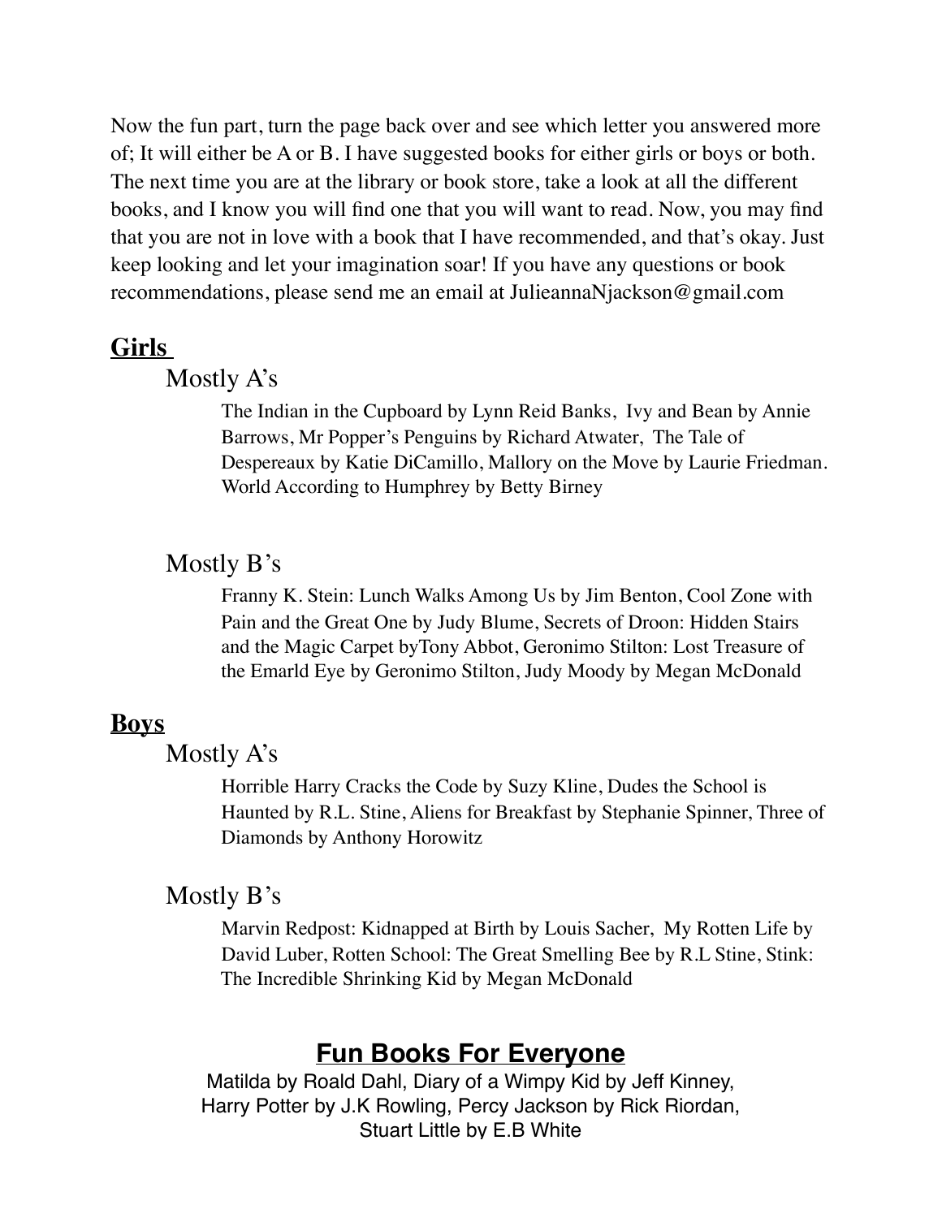Now the fun part, turn the page back over and see which letter you answered more of; It will either be A or B. I have suggested books for either girls or boys or both. The next time you are at the library or book store, take a look at all the different books, and I know you will find one that you will want to read. Now, you may find that you are not in love with a book that I have recommended, and that's okay. Just keep looking and let your imagination soar! If you have any questions or book recommendations, please send me an email at JulieannaNjackson@gmail.com

## Girls

### Mostly A's

The Indian in the Cupboard by Lynn Reid Banks, Ivy and Bean by Annie Barrows, Mr Popper's Penguins by Richard Atwater, The Tale of Despereaux by Katie DiCamillo, Mallory on the Move by Laurie Friedman. World According to Humphrey by Betty Birney

### Mostly B's

Franny K. Stein: Lunch Walks Among Us by Jim Benton, Cool Zone with Pain and the Great One by Judy Blume, Secrets of Droon: Hidden Stairs and the Magic Carpet byTony Abbot, Geronimo Stilton: Lost Treasure of the Emarld Eye by Geronimo Stilton, Judy Moody by Megan McDonald

## Boys

### Mostly A's

Horrible Harry Cracks the Code by Suzy Kline, Dudes the School is Haunted by R.L. Stine, Aliens for Breakfast by Stephanie Spinner, Three of Diamonds by Anthony Horowitz

### Mostly B's

Marvin Redpost: Kidnapped at Birth by Louis Sacher, My Rotten Life by David Luber, Rotten School: The Great Smelling Bee by R.L Stine, Stink: The Incredible Shrinking Kid by Megan McDonald

## Fun Books For Everyone

Matilda by Roald Dahl, Diary of a Wimpy Kid by Jeff Kinney, Harry Potter by J.K Rowling, Percy Jackson by Rick Riordan, Stuart Little by E.B White